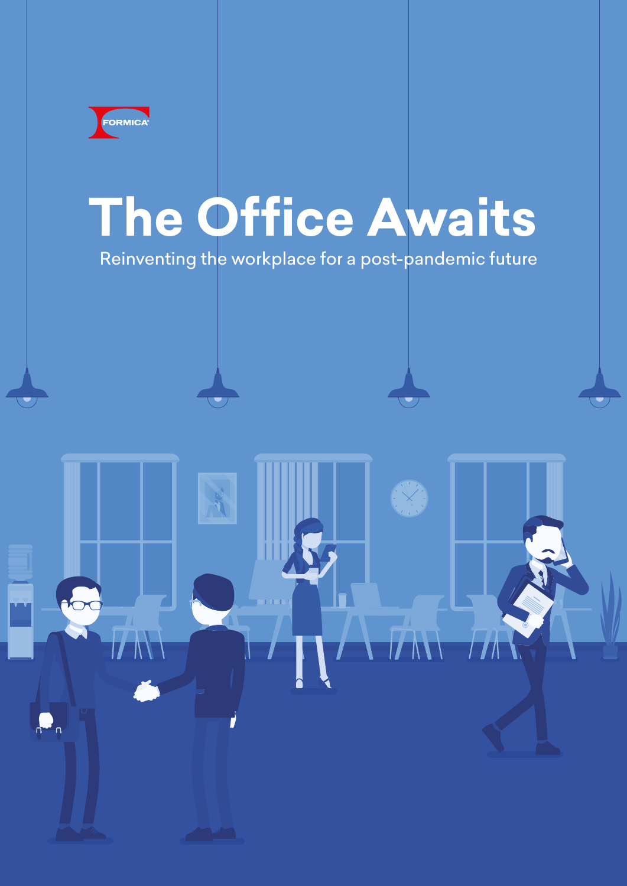FORMICA

# The Office Awaits

Reinventing the workplace for a post-pandemic future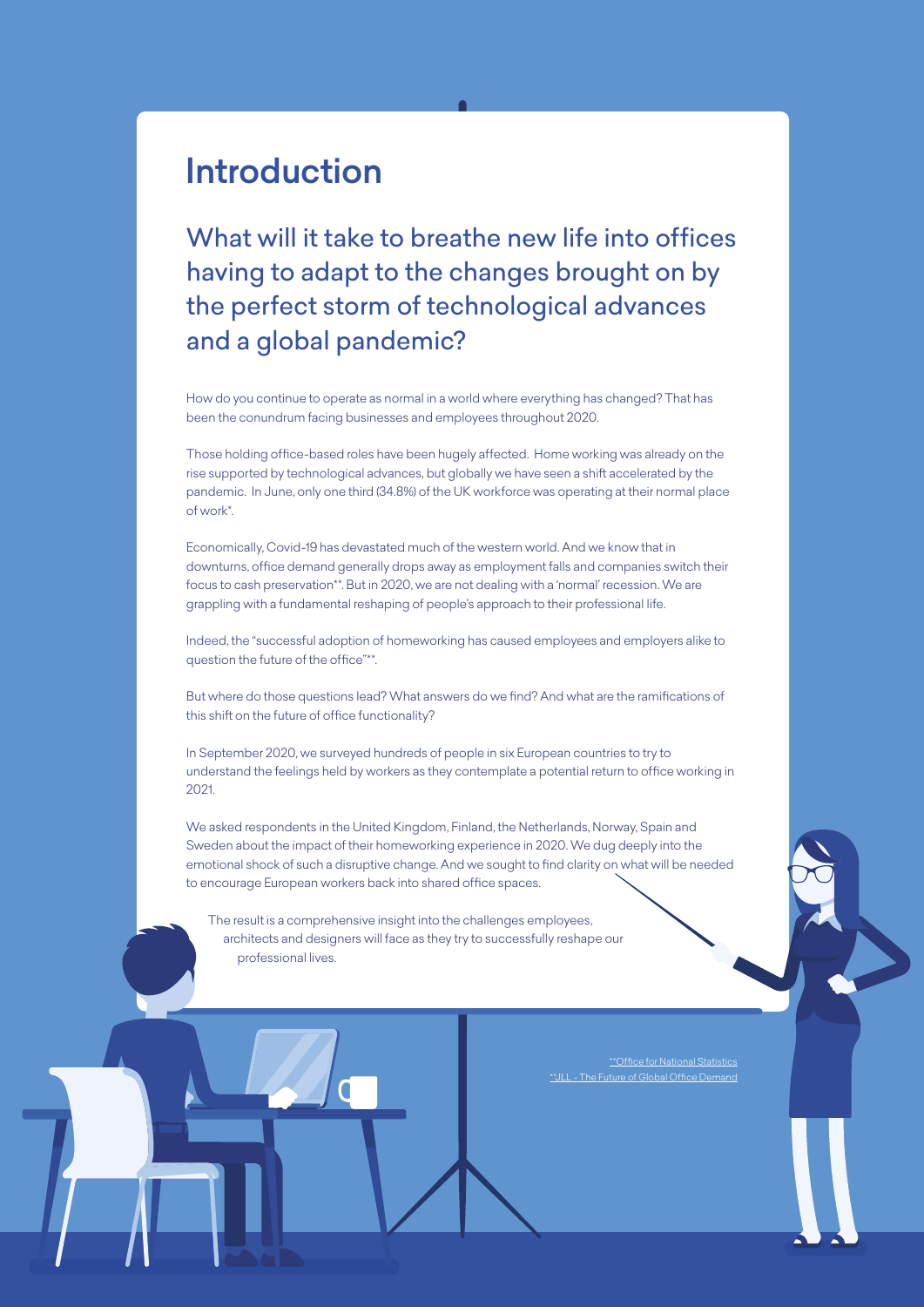# Introduction

## What will it take to breathe new life into offices having to adapt to the changes brought on by the perfect storm of technological advances and a global pandemic?

How do you continue to operate as normal in a world where everything has changed? That has been the conundrum facing businesses and employees throughout 2020.

Those holding office-based roles have been hugely affected. Home working was already on the rise supported by technological advances, but globally we have seen a shift accelerated by the pandemic. In June, only one third (34.8%) of the UK workforce was operating at their normal place of work*.

Economically, Covid-19 has devastated much of the western world. And we know that in downturns, office demand generally drops away as employment falls and companies switch their focus to cash preservation**. But in 2020, we are not dealing with a 'normal' recession. We are grappling with a fundamental reshaping of people's approach to their professional life.

Indeed, the "successful adoption of homeworking has caused employees and employers alike to question the future of the office"**.

But where do those questions lead? What answers do we find? And what are the ramifications of this shift on the future of office functionality?

In September 2020, we surveyed hundreds of people in six European countries to try to understand the feelings held by workers as they contemplate a potential return to office working in 2021.

We asked respondents in the United Kingdom, Finland, the Netherlands, Norway, Spain and Sweden about the impact of their homeworking experience in 2020. We dug deeply into the emotional shock of such a disruptive change. And we sought to find clarity on what will be needed to encourage European workers back into shared office spaces.

The result is a comprehensive insight into the challenges employees, architects and designers will face as they try to successfully reshape our professional lives.

*Office for National Statistics
**JLL - The Future of Global Office Demand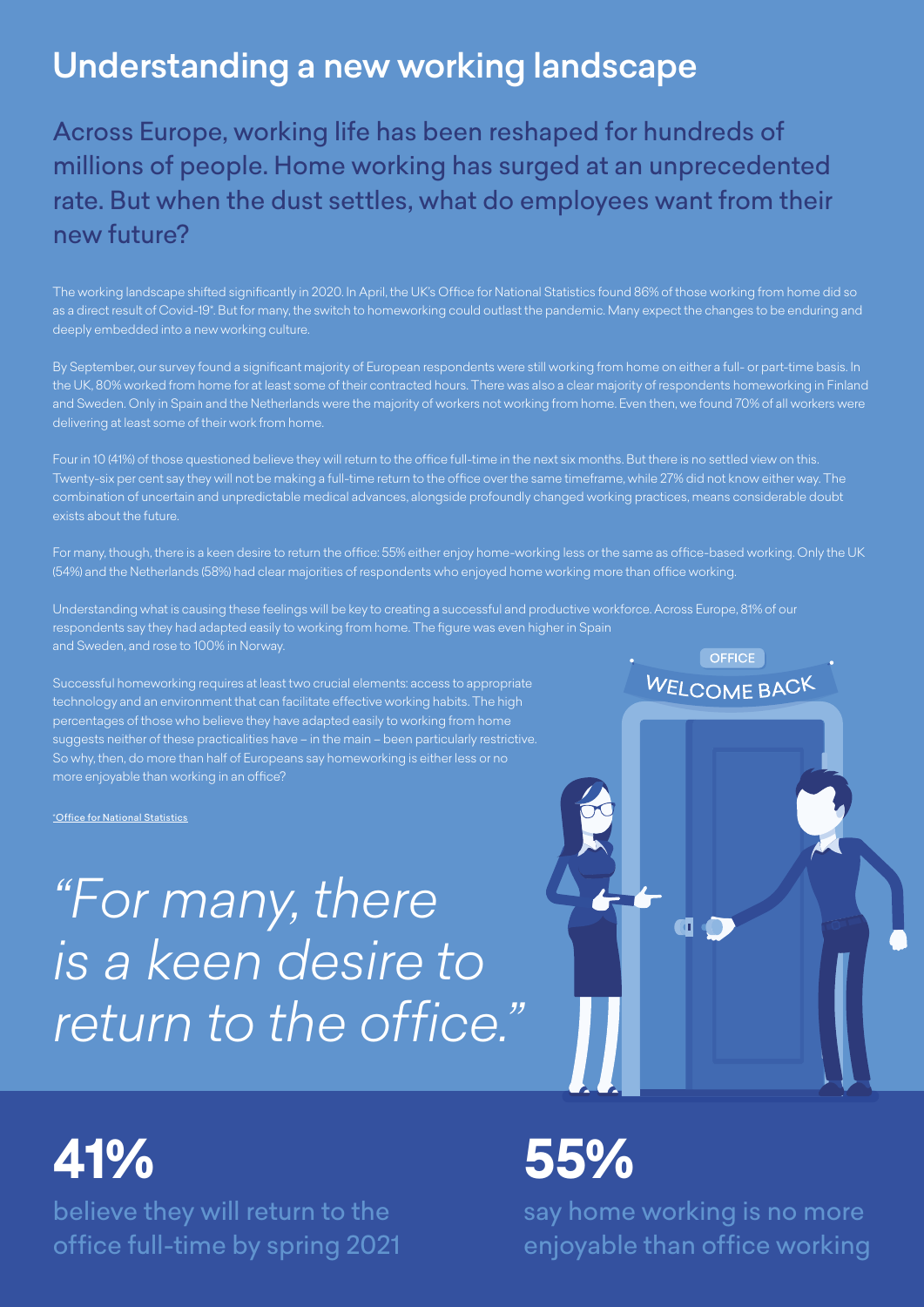# Understanding a new working landscape

## Across Europe, working life has been reshaped for hundreds of millions of people. Home working has surged at an unprecedented rate. But when the dust settles, what do employees want from their new future?

The working landscape shifted significantly in 2020. In April, the UK's Office for National Statistics found 86% of those working from home did so as a direct result of Covid-19*. But for many, the switch to homeworking could outlast the pandemic. Many expect the changes to be enduring and deeply embedded into a new working culture.

By September, our survey found a significant majority of European respondents were still working from home on either a full- or part-time basis. In the UK, 80% worked from home for at least some of their contracted hours. There was also a clear majority of respondents homeworking in Finland and Sweden. Only in Spain and the Netherlands were the majority of workers not working from home. Even then, we found 70% of all workers were delivering at least some of their work from home.

Four in 10 (41%) of those questioned believe they will return to the office full-time in the next six months. But there is no settled view on this. Twenty-six per cent say they will not be making a full-time return to the office over the same timeframe, while 27% did not know either way. The combination of uncertain and unpredictable medical advances, alongside profoundly changed working practices, means considerable doubt exists about the future.

For many, though, there is a keen desire to return the office: 55% either enjoy home-working less or the same as office-based working. Only the UK (54%) and the Netherlands (58%) had clear majorities of respondents who enjoyed home working more than office working.

Understanding what is causing these feelings will be key to creating a successful and productive workforce. Across Europe, 81% of our respondents say they had adapted easily to working from home. The figure was even higher in Spain and Sweden, and rose to 100% in Norway.

Successful homeworking requires at least two crucial elements: access to appropriate technology and an environment that can facilitate effective working habits. The high percentages of those who believe they have adapted easily to working from home suggests neither of these practicalities have – in the main – been particularly restrictive. So why, then, do more than half of Europeans say homeworking is either less or no more enjoyable than working in an office?

*Office for National Statistics

*"For many, there is a keen desire to return to the office."*

**41%**

believe they will return to the office full-time by spring 2021

**55%**

say home working is no more enjoyable than office working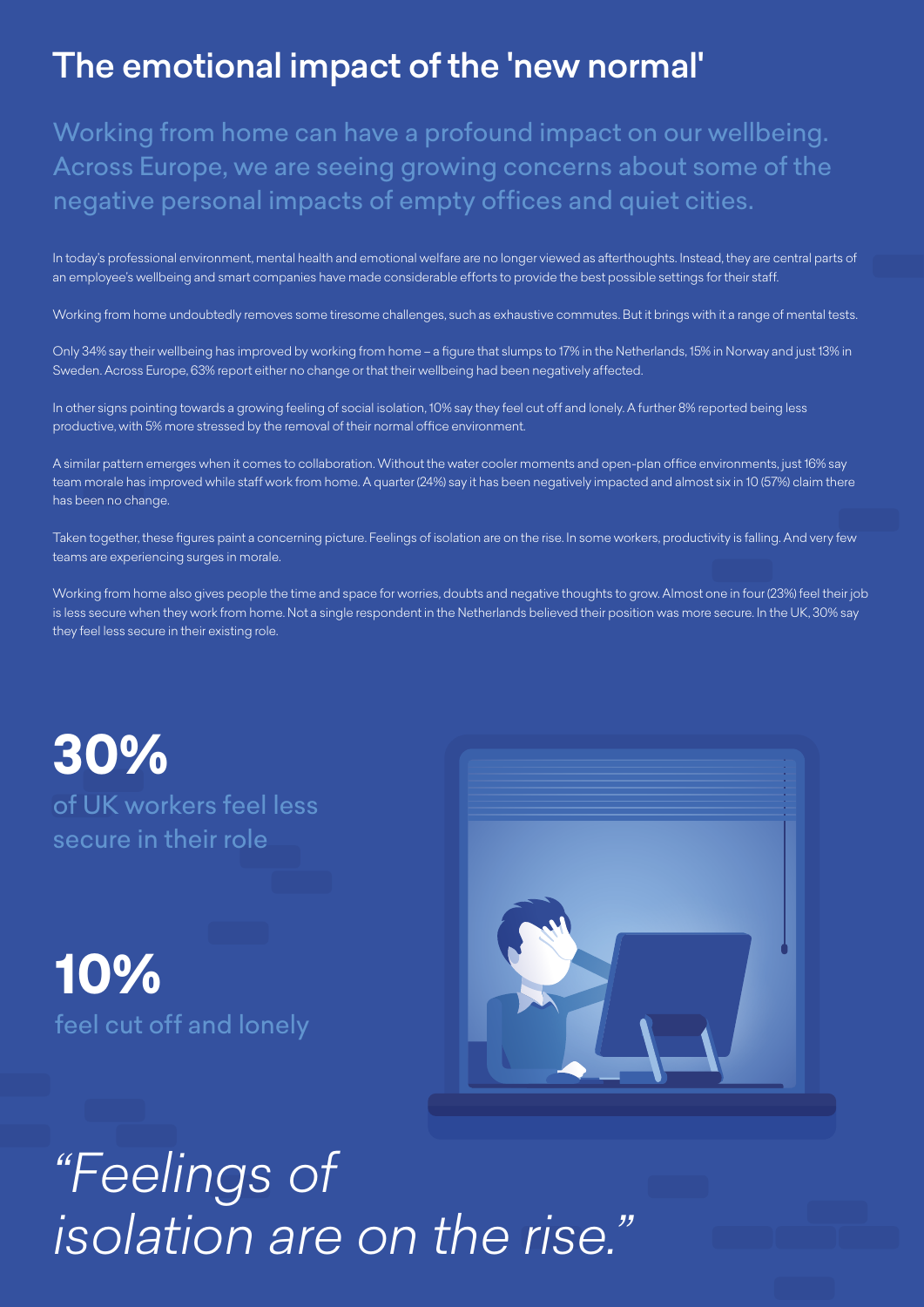# The emotional impact of the 'new normal'

Working from home can have a profound impact on our wellbeing. Across Europe, we are seeing growing concerns about some of the negative personal impacts of empty offices and quiet cities.

In today's professional environment, mental health and emotional welfare are no longer viewed as afterthoughts. Instead, they are central parts of an employee's wellbeing and smart companies have made considerable efforts to provide the best possible settings for their staff.

Working from home undoubtedly removes some tiresome challenges, such as exhaustive commutes. But it brings with it a range of mental tests.

Only 34% say their wellbeing has improved by working from home – a figure that slumps to 17% in the Netherlands, 15% in Norway and just 13% in Sweden. Across Europe, 63% report either no change or that their wellbeing had been negatively affected.

In other signs pointing towards a growing feeling of social isolation, 10% say they feel cut off and lonely. A further 8% reported being less productive, with 5% more stressed by the removal of their normal office environment.

A similar pattern emerges when it comes to collaboration. Without the water cooler moments and open-plan office environments, just 16% say team morale has improved while staff work from home. A quarter (24%) say it has been negatively impacted and almost six in 10 (57%) claim there has been no change.

Taken together, these figures paint a concerning picture. Feelings of isolation are on the rise. In some workers, productivity is falling. And very few teams are experiencing surges in morale.

Working from home also gives people the time and space for worries, doubts and negative thoughts to grow. Almost one in four (23%) feel their job is less secure when they work from home. Not a single respondent in the Netherlands believed their position was more secure. In the UK, 30% say they feel less secure in their existing role.

**30%**
of UK workers feel less secure in their role

**10%**
feel cut off and lonely

*"Feelings of isolation are on the rise."*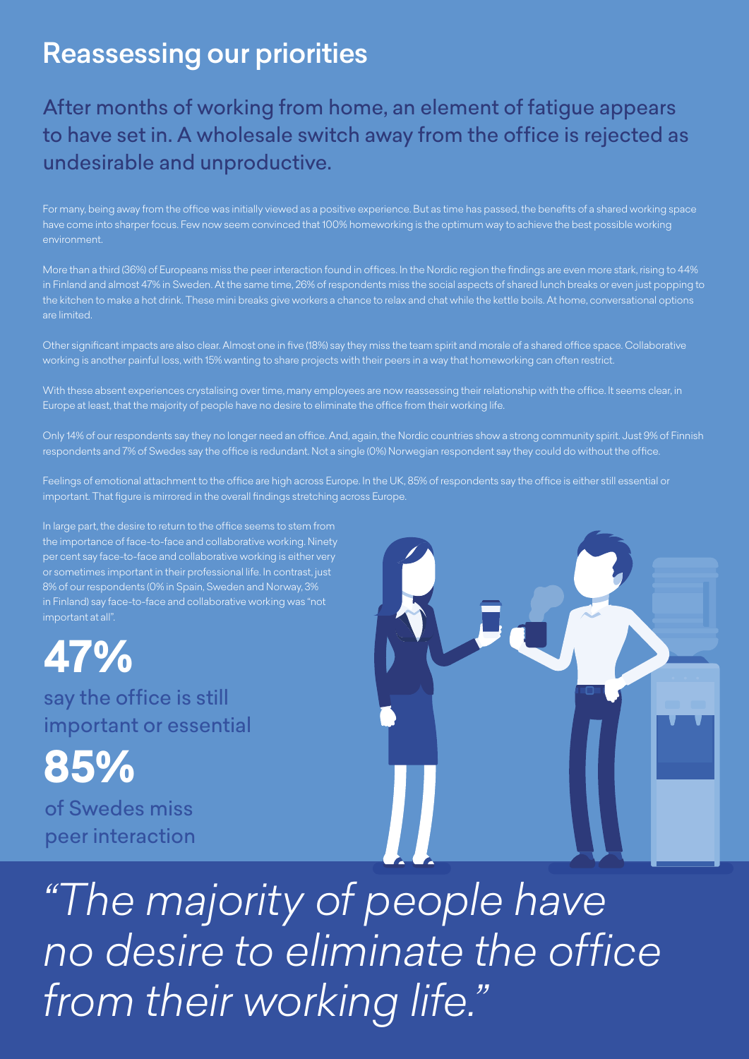# Reassessing our priorities

## After months of working from home, an element of fatigue appears to have set in. A wholesale switch away from the office is rejected as undesirable and unproductive.

For many, being away from the office was initially viewed as a positive experience. But as time has passed, the benefits of a shared working space have come into sharper focus. Few now seem convinced that 100% homeworking is the optimum way to achieve the best possible working environment.

More than a third (36%) of Europeans miss the peer interaction found in offices. In the Nordic region the findings are even more stark, rising to 44% in Finland and almost 47% in Sweden. At the same time, 26% of respondents miss the social aspects of shared lunch breaks or even just popping to the kitchen to make a hot drink. These mini breaks give workers a chance to relax and chat while the kettle boils. At home, conversational options are limited.

Other significant impacts are also clear. Almost one in five (18%) say they miss the team spirit and morale of a shared office space. Collaborative working is another painful loss, with 15% wanting to share projects with their peers in a way that homeworking can often restrict.

With these absent experiences crystalising over time, many employees are now reassessing their relationship with the office. It seems clear, in Europe at least, that the majority of people have no desire to eliminate the office from their working life.

Only 14% of our respondents say they no longer need an office. And, again, the Nordic countries show a strong community spirit. Just 9% of Finnish respondents and 7% of Swedes say the office is redundant. Not a single (0%) Norwegian respondent say they could do without the office.

Feelings of emotional attachment to the office are high across Europe. In the UK, 85% of respondents say the office is either still essential or important. That figure is mirrored in the overall findings stretching across Europe.

In large part, the desire to return to the office seems to stem from the importance of face-to-face and collaborative working. Ninety per cent say face-to-face and collaborative working is either very or sometimes important in their professional life. In contrast, just 8% of our respondents (0% in Spain, Sweden and Norway, 3% in Finland) say face-to-face and collaborative working was "not important at all".

**47%**

say the office is still important or essential

**85%**

of Swedes miss peer interaction

*"The majority of people have no desire to eliminate the office from their working life."*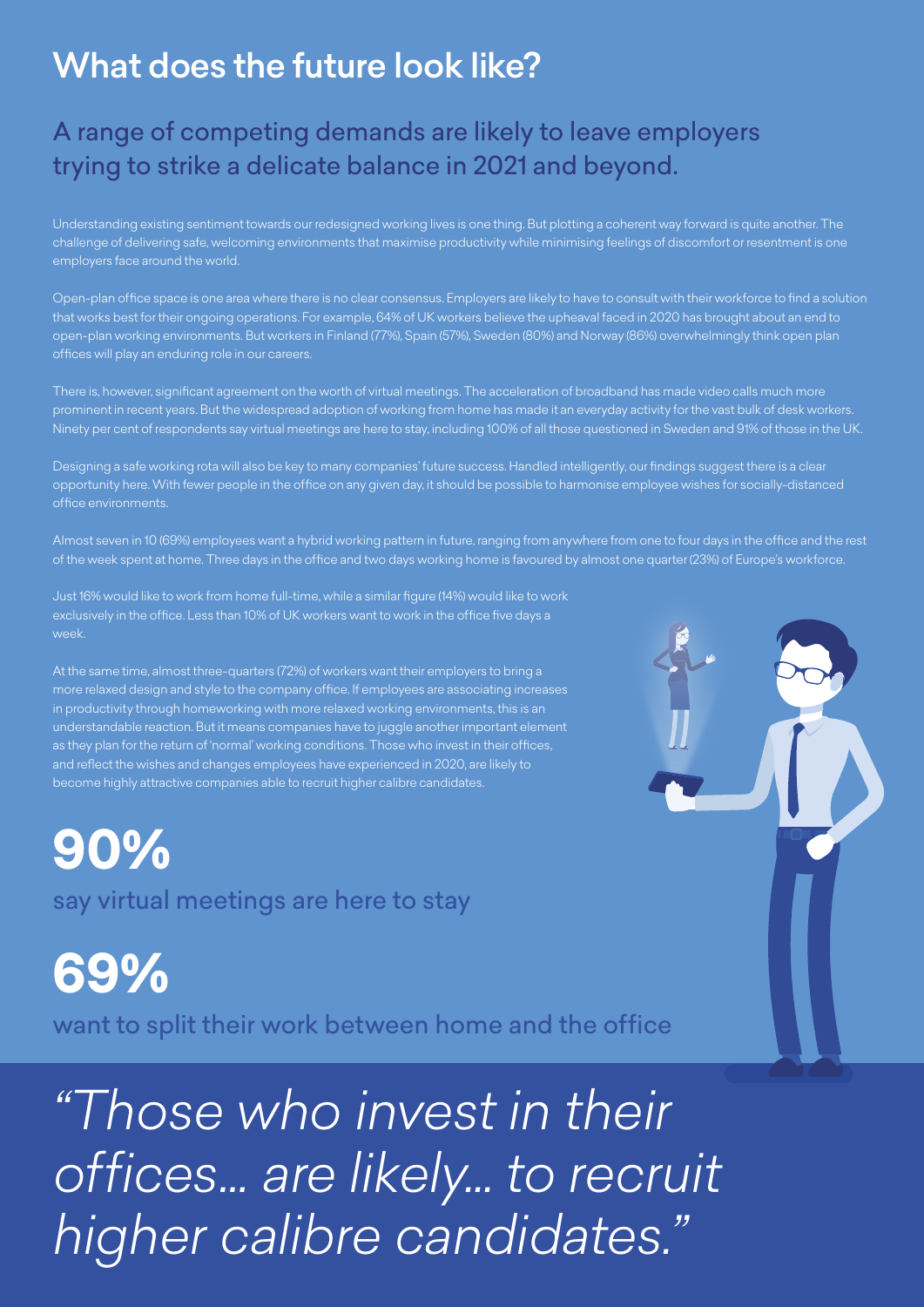# What does the future look like?

## A range of competing demands are likely to leave employers trying to strike a delicate balance in 2021 and beyond.

Understanding existing sentiment towards our redesigned working lives is one thing. But plotting a coherent way forward is quite another. The challenge of delivering safe, welcoming environments that maximise productivity while minimising feelings of discomfort or resentment is one employers face around the world.

Open-plan office space is one area where there is no clear consensus. Employers are likely to have to consult with their workforce to find a solution that works best for their ongoing operations. For example, 64% of UK workers believe the upheaval faced in 2020 has brought about an end to open-plan working environments. But workers in Finland (77%), Spain (57%), Sweden (80%) and Norway (86%) overwhelmingly think open plan offices will play an enduring role in our careers.

There is, however, significant agreement on the worth of virtual meetings. The acceleration of broadband has made video calls much more prominent in recent years. But the widespread adoption of working from home has made it an everyday activity for the vast bulk of desk workers. Ninety per cent of respondents say virtual meetings are here to stay, including 100% of all those questioned in Sweden and 91% of those in the UK.

Designing a safe working rota will also be key to many companies' future success. Handled intelligently, our findings suggest there is a clear opportunity here. With fewer people in the office on any given day, it should be possible to harmonise employee wishes for socially-distanced office environments.

Almost seven in 10 (69%) employees want a hybrid working pattern in future, ranging from anywhere from one to four days in the office and the rest of the week spent at home. Three days in the office and two days working home is favoured by almost one quarter (23%) of Europe's workforce.

Just 16% would like to work from home full-time, while a similar figure (14%) would like to work exclusively in the office. Less than 10% of UK workers want to work in the office five days a week.

At the same time, almost three-quarters (72%) of workers want their employers to bring a more relaxed design and style to the company office. If employees are associating increases in productivity through homeworking with more relaxed working environments, this is an understandable reaction. But it means companies have to juggle another important element as they plan for the return of 'normal' working conditions. Those who invest in their offices, and reflect the wishes and changes employees have experienced in 2020, are likely to become highly attractive companies able to recruit higher calibre candidates.

**90%**

say virtual meetings are here to stay

**69%**

want to split their work between home and the office

*"Those who invest in their offices... are likely... to recruit higher calibre candidates."*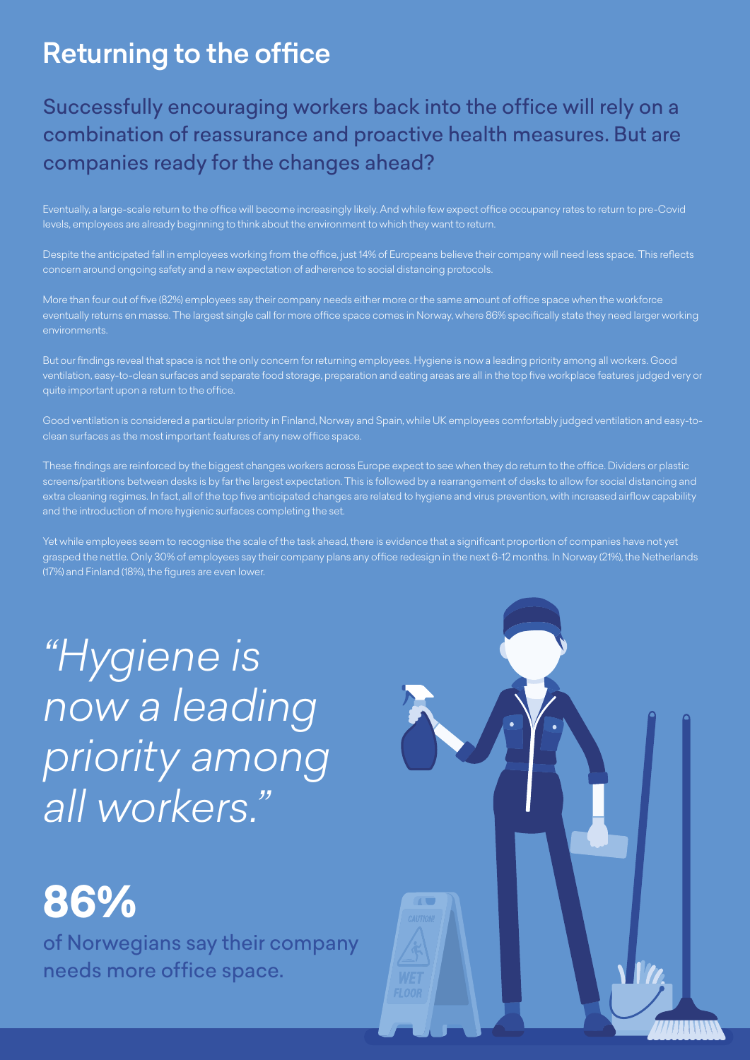# Returning to the office

## Successfully encouraging workers back into the office will rely on a combination of reassurance and proactive health measures. But are companies ready for the changes ahead?

Eventually, a large-scale return to the office will become increasingly likely. And while few expect office occupancy rates to return to pre-Covid levels, employees are already beginning to think about the environment to which they want to return.

Despite the anticipated fall in employees working from the office, just 14% of Europeans believe their company will need less space. This reflects concern around ongoing safety and a new expectation of adherence to social distancing protocols.

More than four out of five (82%) employees say their company needs either more or the same amount of office space when the workforce eventually returns en masse. The largest single call for more office space comes in Norway, where 86% specifically state they need larger working environments.

But our findings reveal that space is not the only concern for returning employees. Hygiene is now a leading priority among all workers. Good ventilation, easy-to-clean surfaces and separate food storage, preparation and eating areas are all in the top five workplace features judged very or quite important upon a return to the office.

Good ventilation is considered a particular priority in Finland, Norway and Spain, while UK employees comfortably judged ventilation and easy-to-clean surfaces as the most important features of any new office space.

These findings are reinforced by the biggest changes workers across Europe expect to see when they do return to the office. Dividers or plastic screens/partitions between desks is by far the largest expectation. This is followed by a rearrangement of desks to allow for social distancing and extra cleaning regimes. In fact, all of the top five anticipated changes are related to hygiene and virus prevention, with increased airflow capability and the introduction of more hygienic surfaces completing the set.

Yet while employees seem to recognise the scale of the task ahead, there is evidence that a significant proportion of companies have not yet grasped the nettle. Only 30% of employees say their company plans any office redesign in the next 6-12 months. In Norway (21%), the Netherlands (17%) and Finland (18%), the figures are even lower.

*"Hygiene is now a leading priority among all workers."*

**86%**

of Norwegians say their company needs more office space.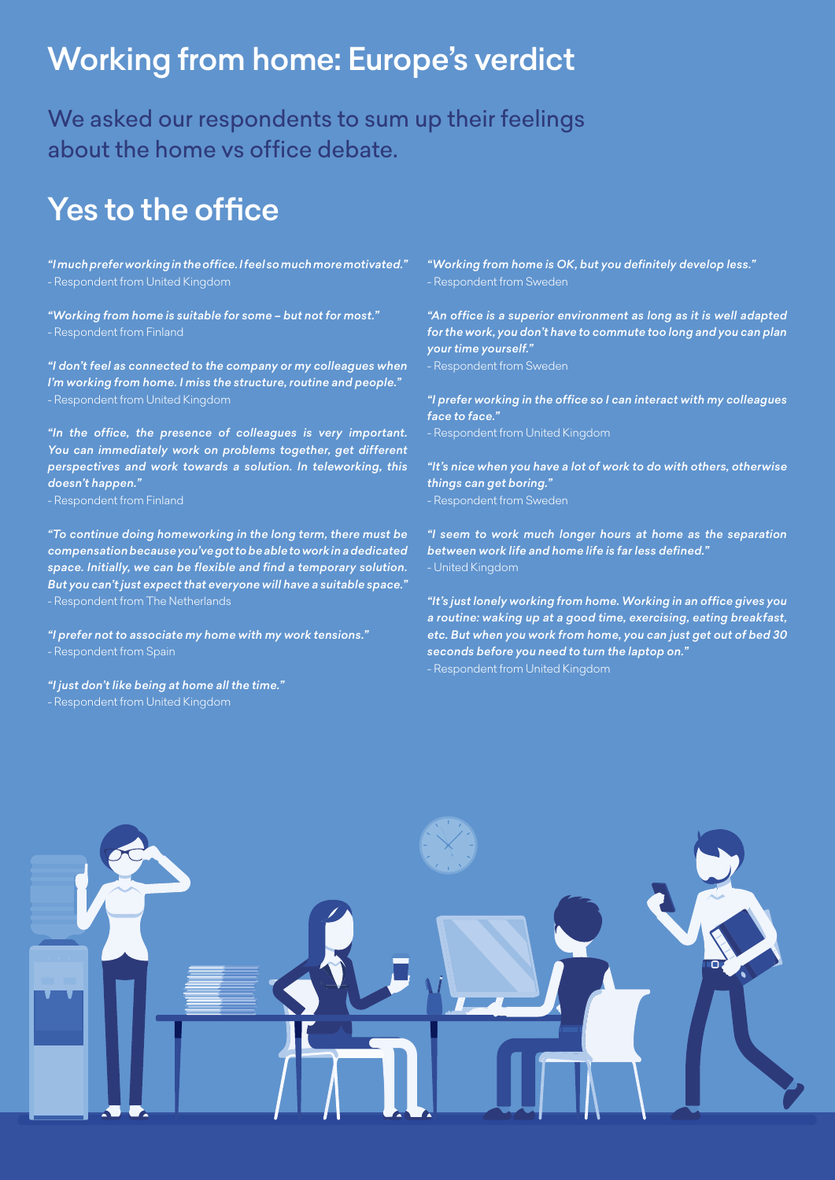# Working from home: Europe's verdict

We asked our respondents to sum up their feelings about the home vs office debate.

## Yes to the office

*"I much prefer working in the office. I feel so much more motivated."*
- Respondent from United Kingdom

*"Working from home is suitable for some – but not for most."*
- Respondent from Finland

*"I don't feel as connected to the company or my colleagues when I'm working from home. I miss the structure, routine and people."*
- Respondent from United Kingdom

*"In the office, the presence of colleagues is very important. You can immediately work on problems together, get different perspectives and work towards a solution. In teleworking, this doesn't happen."*
- Respondent from Finland

*"To continue doing homeworking in the long term, there must be compensation because you've got to be able to work in a dedicated space. Initially, we can be flexible and find a temporary solution. But you can't just expect that everyone will have a suitable space."*
- Respondent from The Netherlands

*"I prefer not to associate my home with my work tensions."*
- Respondent from Spain

*"I just don't like being at home all the time."*
- Respondent from United Kingdom

*"Working from home is OK, but you definitely develop less."*
- Respondent from Sweden

*"An office is a superior environment as long as it is well adapted for the work, you don't have to commute too long and you can plan your time yourself."*
- Respondent from Sweden

*"I prefer working in the office so I can interact with my colleagues face to face."*
- Respondent from United Kingdom

*"It's nice when you have a lot of work to do with others, otherwise things can get boring."*
- Respondent from Sweden

*"I seem to work much longer hours at home as the separation between work life and home life is far less defined."*
- United Kingdom

*"It's just lonely working from home. Working in an office gives you a routine: waking up at a good time, exercising, eating breakfast, etc. But when you work from home, you can just get out of bed 30 seconds before you need to turn the laptop on."*
- Respondent from United Kingdom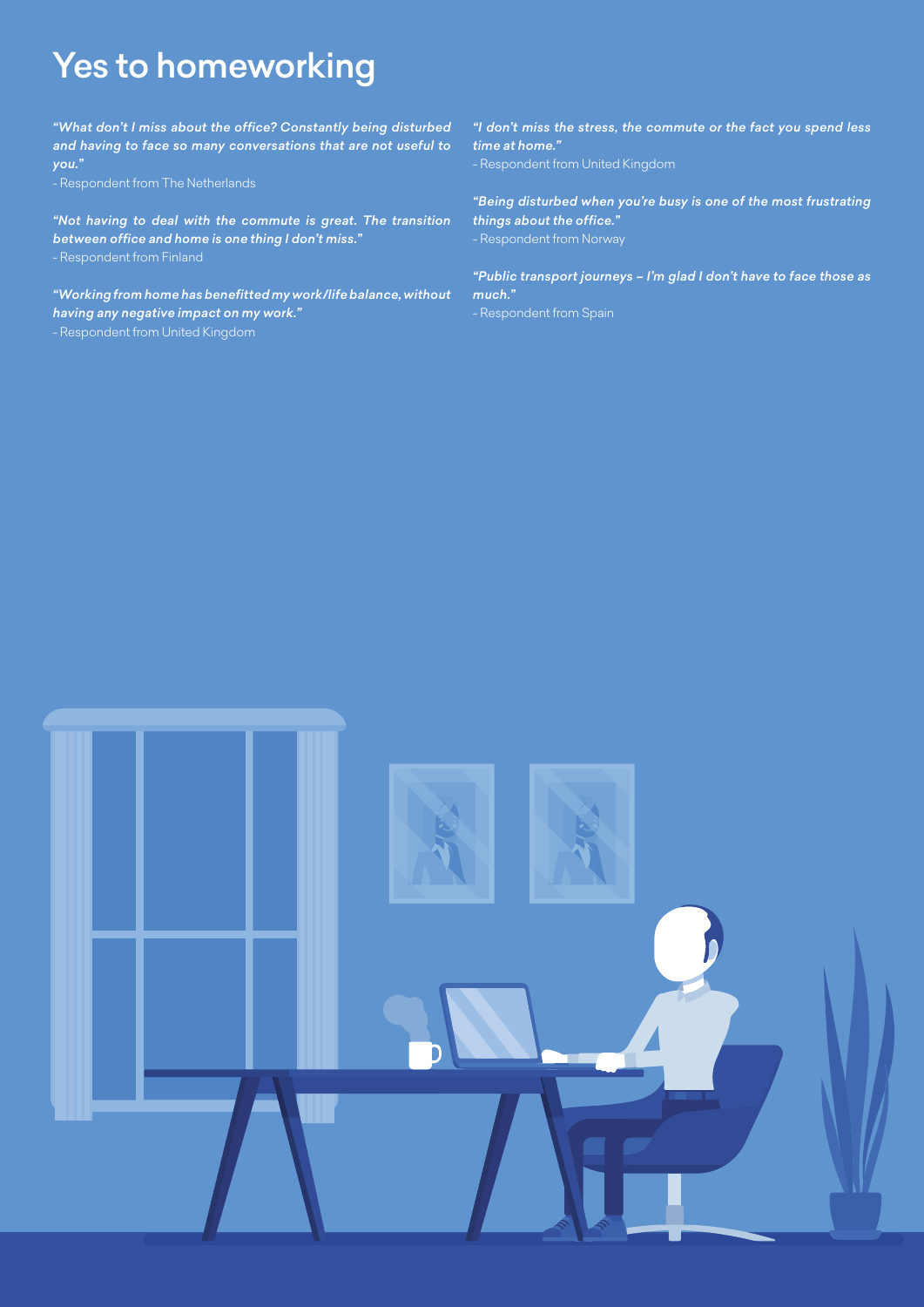# Yes to homeworking

*"What don't I miss about the office? Constantly being disturbed and having to face so many conversations that are not useful to you."*

- Respondent from The Netherlands

*"Not having to deal with the commute is great. The transition between office and home is one thing I don't miss."*

- Respondent from Finland

*"Working from home has benefitted my work/life balance, without having any negative impact on my work."*

- Respondent from United Kingdom

*"I don't miss the stress, the commute or the fact you spend less time at home."*

- Respondent from United Kingdom

*"Being disturbed when you're busy is one of the most frustrating things about the office."*

- Respondent from Norway

*"Public transport journeys – I'm glad I don't have to face those as much."*

- Respondent from Spain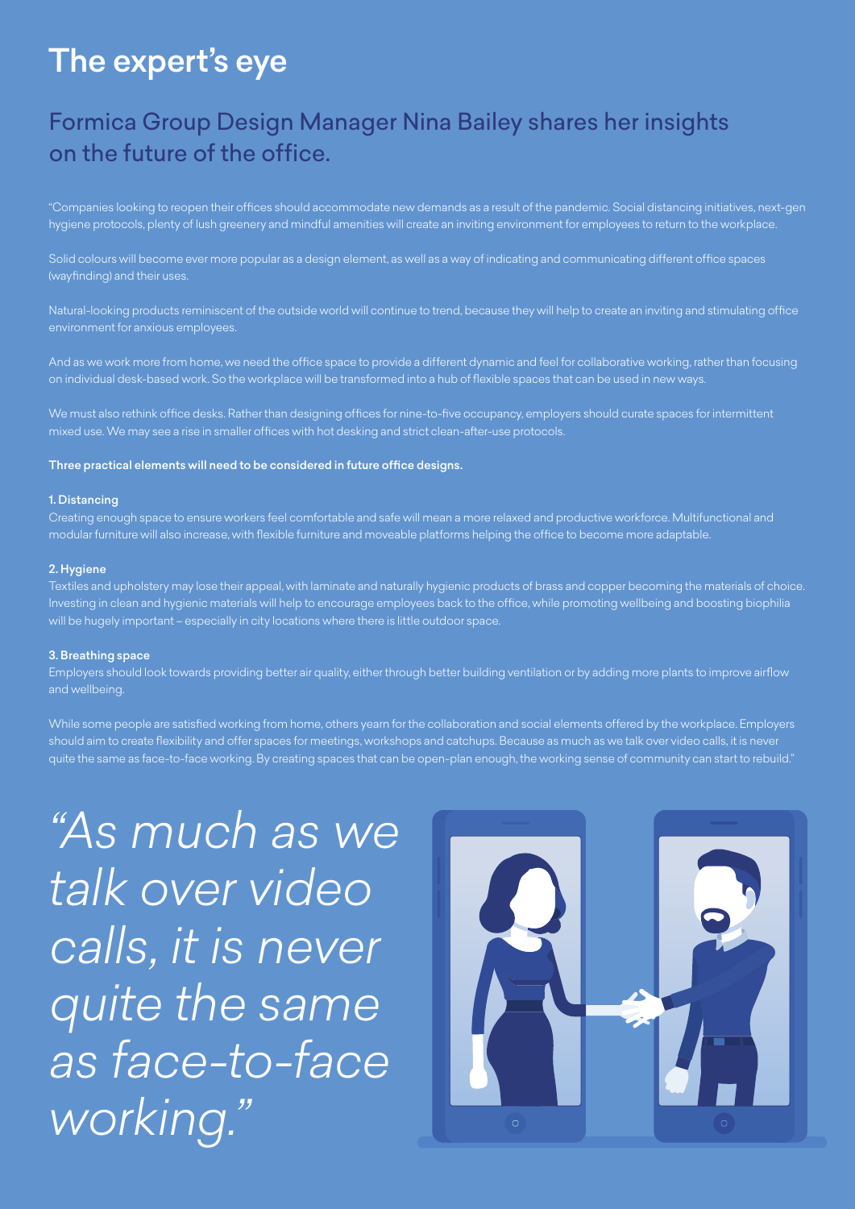# The expert's eye

## Formica Group Design Manager Nina Bailey shares her insights on the future of the office.

"Companies looking to reopen their offices should accommodate new demands as a result of the pandemic. Social distancing initiatives, next-gen hygiene protocols, plenty of lush greenery and mindful amenities will create an inviting environment for employees to return to the workplace.

Solid colours will become ever more popular as a design element, as well as a way of indicating and communicating different office spaces (wayfinding) and their uses.

Natural-looking products reminiscent of the outside world will continue to trend, because they will help to create an inviting and stimulating office environment for anxious employees.

And as we work more from home, we need the office space to provide a different dynamic and feel for collaborative working, rather than focusing on individual desk-based work. So the workplace will be transformed into a hub of flexible spaces that can be used in new ways.

We must also rethink office desks. Rather than designing offices for nine-to-five occupancy, employers should curate spaces for intermittent mixed use. We may see a rise in smaller offices with hot desking and strict clean-after-use protocols.

**Three practical elements will need to be considered in future office designs.**

**1. Distancing**

Creating enough space to ensure workers feel comfortable and safe will mean a more relaxed and productive workforce. Multifunctional and modular furniture will also increase, with flexible furniture and moveable platforms helping the office to become more adaptable.

**2. Hygiene**

Textiles and upholstery may lose their appeal, with laminate and naturally hygienic products of brass and copper becoming the materials of choice. Investing in clean and hygienic materials will help to encourage employees back to the office, while promoting wellbeing and boosting biophilia will be hugely important – especially in city locations where there is little outdoor space.

**3. Breathing space**

Employers should look towards providing better air quality, either through better building ventilation or by adding more plants to improve airflow and wellbeing.

While some people are satisfied working from home, others yearn for the collaboration and social elements offered by the workplace. Employers should aim to create flexibility and offer spaces for meetings, workshops and catchups. Because as much as we talk over video calls, it is never quite the same as face-to-face working. By creating spaces that can be open-plan enough, the working sense of community can start to rebuild."

*"As much as we talk over video calls, it is never quite the same as face-to-face working."*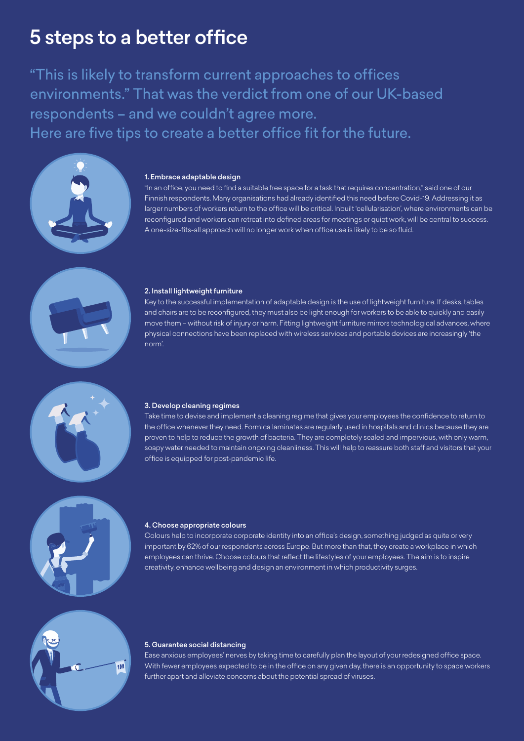# 5 steps to a better office

"This is likely to transform current approaches to offices environments." That was the verdict from one of our UK-based respondents – and we couldn't agree more.
Here are five tips to create a better office fit for the future.

### 1. Embrace adaptable design

"In an office, you need to find a suitable free space for a task that requires concentration," said one of our Finnish respondents. Many organisations had already identified this need before Covid-19. Addressing it as larger numbers of workers return to the office will be critical. Inbuilt 'cellularisation', where environments can be reconfigured and workers can retreat into defined areas for meetings or quiet work, will be central to success. A one-size-fits-all approach will no longer work when office use is likely to be so fluid.

### 2. Install lightweight furniture

Key to the successful implementation of adaptable design is the use of lightweight furniture. If desks, tables and chairs are to be reconfigured, they must also be light enough for workers to be able to quickly and easily move them – without risk of injury or harm. Fitting lightweight furniture mirrors technological advances, where physical connections have been replaced with wireless services and portable devices are increasingly 'the norm'.

### 3. Develop cleaning regimes

Take time to devise and implement a cleaning regime that gives your employees the confidence to return to the office whenever they need. Formica laminates are regularly used in hospitals and clinics because they are proven to help to reduce the growth of bacteria. They are completely sealed and impervious, with only warm, soapy water needed to maintain ongoing cleanliness. This will help to reassure both staff and visitors that your office is equipped for post-pandemic life.

### 4. Choose appropriate colours

Colours help to incorporate corporate identity into an office's design, something judged as quite or very important by 62% of our respondents across Europe. But more than that, they create a workplace in which employees can thrive. Choose colours that reflect the lifestyles of your employees. The aim is to inspire creativity, enhance wellbeing and design an environment in which productivity surges.

### 5. Guarantee social distancing

Ease anxious employees' nerves by taking time to carefully plan the layout of your redesigned office space. With fewer employees expected to be in the office on any given day, there is an opportunity to space workers further apart and alleviate concerns about the potential spread of viruses.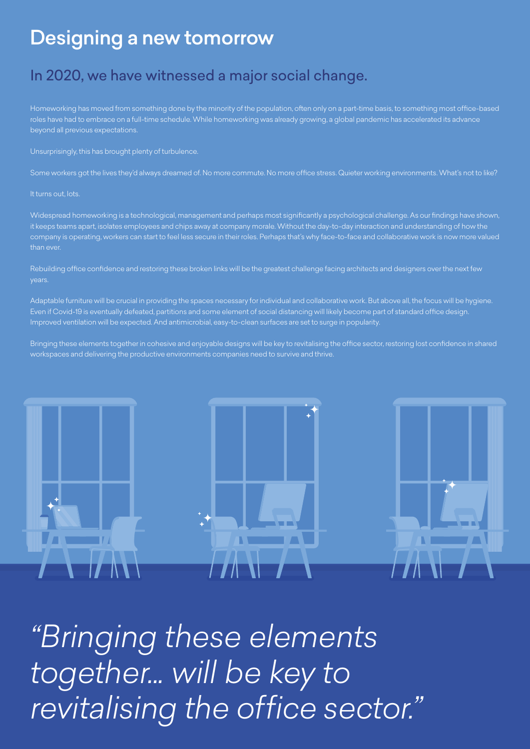# Designing a new tomorrow

## In 2020, we have witnessed a major social change.

Homeworking has moved from something done by the minority of the population, often only on a part-time basis, to something most office-based roles have had to embrace on a full-time schedule. While homeworking was already growing, a global pandemic has accelerated its advance beyond all previous expectations.

Unsurprisingly, this has brought plenty of turbulence.

Some workers got the lives they'd always dreamed of. No more commute. No more office stress. Quieter working environments. What's not to like?

It turns out, lots.

Widespread homeworking is a technological, management and perhaps most significantly a psychological challenge. As our findings have shown, it keeps teams apart, isolates employees and chips away at company morale. Without the day-to-day interaction and understanding of how the company is operating, workers can start to feel less secure in their roles. Perhaps that's why face-to-face and collaborative work is now more valued than ever.

Rebuilding office confidence and restoring these broken links will be the greatest challenge facing architects and designers over the next few years.

Adaptable furniture will be crucial in providing the spaces necessary for individual and collaborative work. But above all, the focus will be hygiene. Even if Covid-19 is eventually defeated, partitions and some element of social distancing will likely become part of standard office design. Improved ventilation will be expected. And antimicrobial, easy-to-clean surfaces are set to surge in popularity.

Bringing these elements together in cohesive and enjoyable designs will be key to revitalising the office sector, restoring lost confidence in shared workspaces and delivering the productive environments companies need to survive and thrive.

*"Bringing these elements together... will be key to revitalising the office sector."*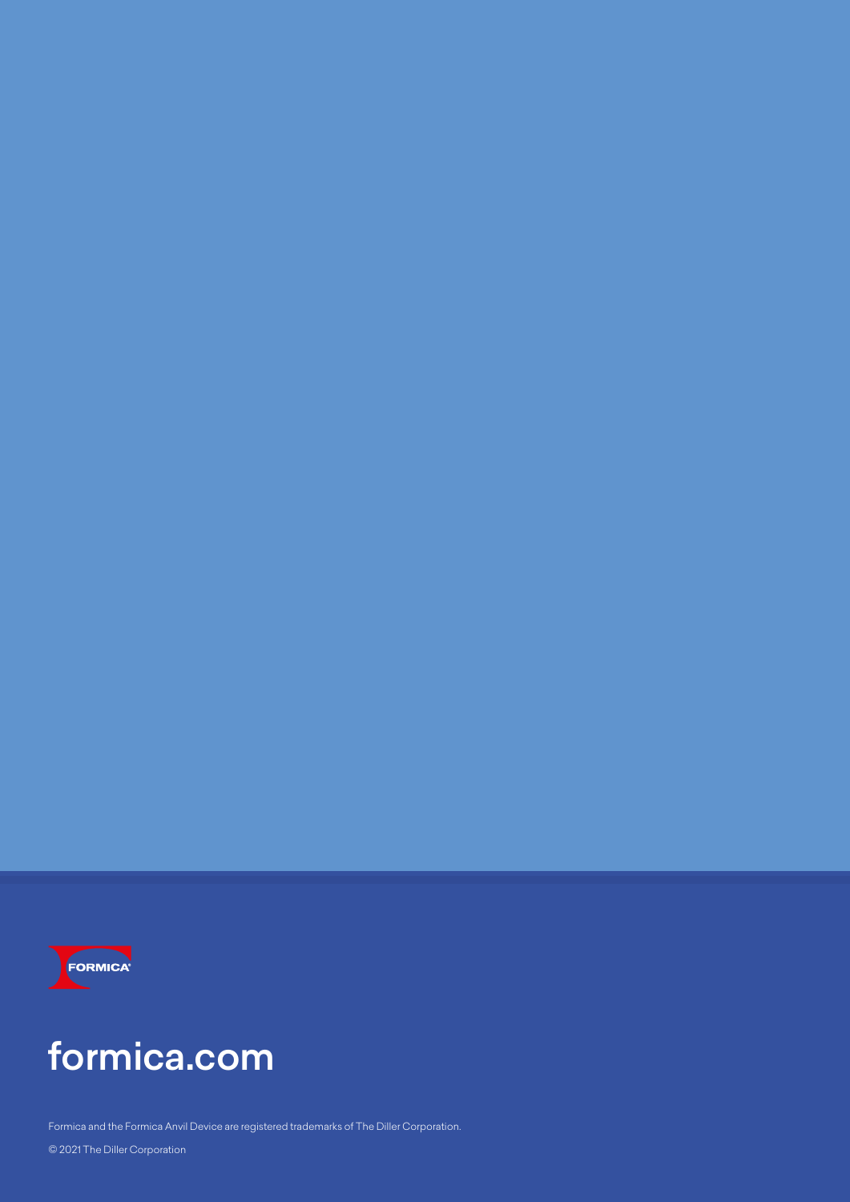FORMICA

# formica.com

Formica and the Formica Anvil Device are registered trademarks of The Diller Corporation.

© 2021 The Diller Corporation